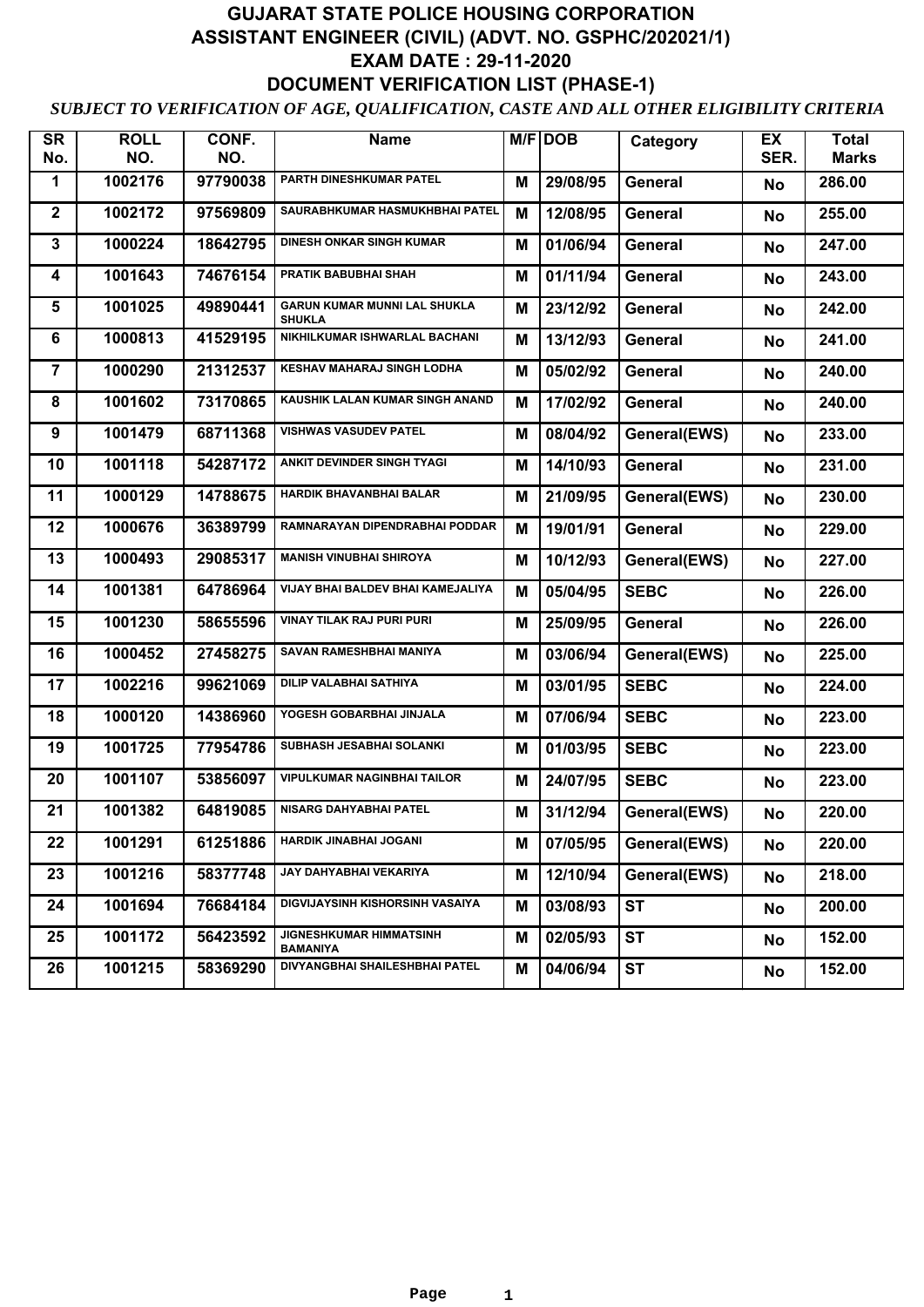# GUJARAT STATE POLICE HOUSING CORPORATION

## ASSISTANT ENGINEER (CIVIL) (ADVT. NO. GSPHC/202021/1)

## EXAM DATE : 29-11-2020

## DOCUMENT VERIFICATION LIST (PHASE-1)

*SUBJECT TO VERIFICATION OF AGE, QUALIFICATION, CASTE AND ALL OTHER ELIGIBILITY CRITERIA*

| SR No. | ROLL NO. | CONF. NO. | Name | M/F | DOB | Category | EX SER. | Total Marks |
|---|---|---|---|---|---|---|---|---|
| 1 | 1002176 | 97790038 | PARTH DINESHKUMAR PATEL | M | 29/08/95 | General | No | 286.00 |
| 2 | 1002172 | 97569809 | SAURABHKUMAR HASMUKHBHAI PATEL | M | 12/08/95 | General | No | 255.00 |
| 3 | 1000224 | 18642795 | DINESH ONKAR SINGH KUMAR | M | 01/06/94 | General | No | 247.00 |
| 4 | 1001643 | 74676154 | PRATIK BABUBHAI SHAH | M | 01/11/94 | General | No | 243.00 |
| 5 | 1001025 | 49890441 | GARUN KUMAR MUNNI LAL SHUKLA SHUKLA | M | 23/12/92 | General | No | 242.00 |
| 6 | 1000813 | 41529195 | NIKHILKUMAR ISHWARLAL BACHANI | M | 13/12/93 | General | No | 241.00 |
| 7 | 1000290 | 21312537 | KESHAV MAHARAJ SINGH LODHA | M | 05/02/92 | General | No | 240.00 |
| 8 | 1001602 | 73170865 | KAUSHIK LALAN KUMAR SINGH ANAND | M | 17/02/92 | General | No | 240.00 |
| 9 | 1001479 | 68711368 | VISHWAS VASUDEV PATEL | M | 08/04/92 | General(EWS) | No | 233.00 |
| 10 | 1001118 | 54287172 | ANKIT DEVINDER SINGH TYAGI | M | 14/10/93 | General | No | 231.00 |
| 11 | 1000129 | 14788675 | HARDIK BHAVANBHAI BALAR | M | 21/09/95 | General(EWS) | No | 230.00 |
| 12 | 1000676 | 36389799 | RAMNARAYAN DIPENDRABHAI PODDAR | M | 19/01/91 | General | No | 229.00 |
| 13 | 1000493 | 29085317 | MANISH VINUBHAI SHIROYA | M | 10/12/93 | General(EWS) | No | 227.00 |
| 14 | 1001381 | 64786964 | VIJAY BHAI BALDEV BHAI KAMEJALIYA | M | 05/04/95 | SEBC | No | 226.00 |
| 15 | 1001230 | 58655596 | VINAY TILAK RAJ PURI PURI | M | 25/09/95 | General | No | 226.00 |
| 16 | 1000452 | 27458275 | SAVAN RAMESHBHAI MANIYA | M | 03/06/94 | General(EWS) | No | 225.00 |
| 17 | 1002216 | 99621069 | DILIP VALABHAI SATHIYA | M | 03/01/95 | SEBC | No | 224.00 |
| 18 | 1000120 | 14386960 | YOGESH GOBARBHAI JINJALA | M | 07/06/94 | SEBC | No | 223.00 |
| 19 | 1001725 | 77954786 | SUBHASH JESABHAI SOLANKI | M | 01/03/95 | SEBC | No | 223.00 |
| 20 | 1001107 | 53856097 | VIPULKUMAR NAGINBHAI TAILOR | M | 24/07/95 | SEBC | No | 223.00 |
| 21 | 1001382 | 64819085 | NISARG DAHYABHAI PATEL | M | 31/12/94 | General(EWS) | No | 220.00 |
| 22 | 1001291 | 61251886 | HARDIK JINABHAI JOGANI | M | 07/05/95 | General(EWS) | No | 220.00 |
| 23 | 1001216 | 58377748 | JAY DAHYABHAI VEKARIYA | M | 12/10/94 | General(EWS) | No | 218.00 |
| 24 | 1001694 | 76684184 | DIGVIJAYSINH KISHORSINH VASAIYA | M | 03/08/93 | ST | No | 200.00 |
| 25 | 1001172 | 56423592 | JIGNESHKUMAR HIMMATSINH BAMANIYA | M | 02/05/93 | ST | No | 152.00 |
| 26 | 1001215 | 58369290 | DIVYANGBHAI SHAILESHBHAI PATEL | M | 04/06/94 | ST | No | 152.00 |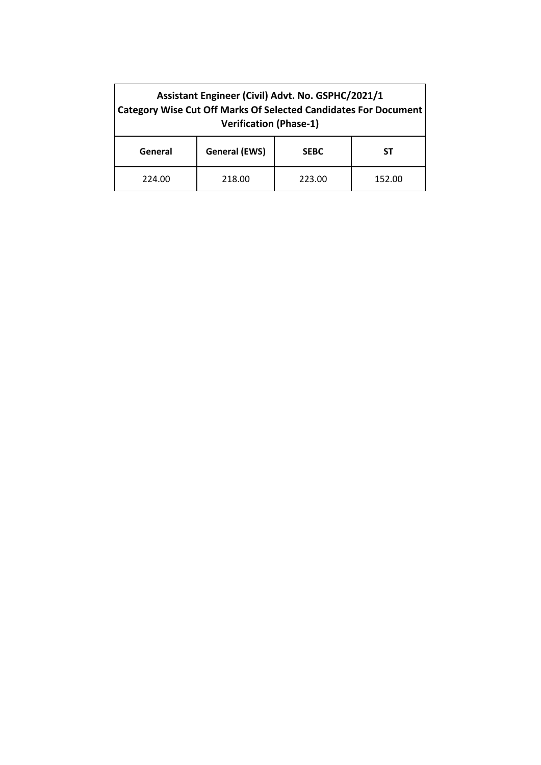| Assistant Engineer (Civil) Advt. No. GSPHC/2021/1<br>Category Wise Cut Off Marks Of Selected Candidates For Document Verification (Phase-1) | | | |
|---|---|---|---|
| **General** | **General (EWS)** | **SEBC** | **ST** |
| 224.00 | 218.00 | 223.00 | 152.00 |